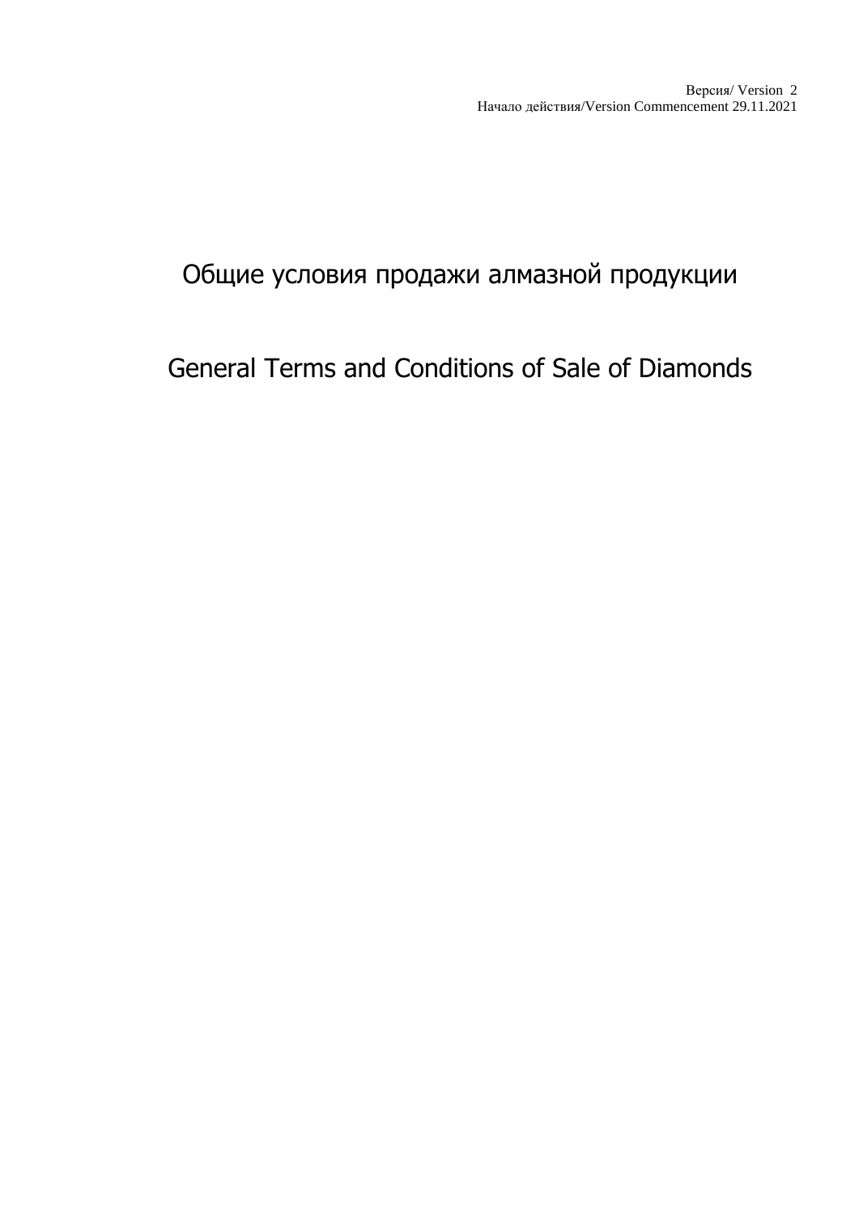Версия/ Version 2
Начало действия/Version Commencement 29.11.2021

# Общие условия продажи алмазной продукции

# General Terms and Conditions of Sale of Diamonds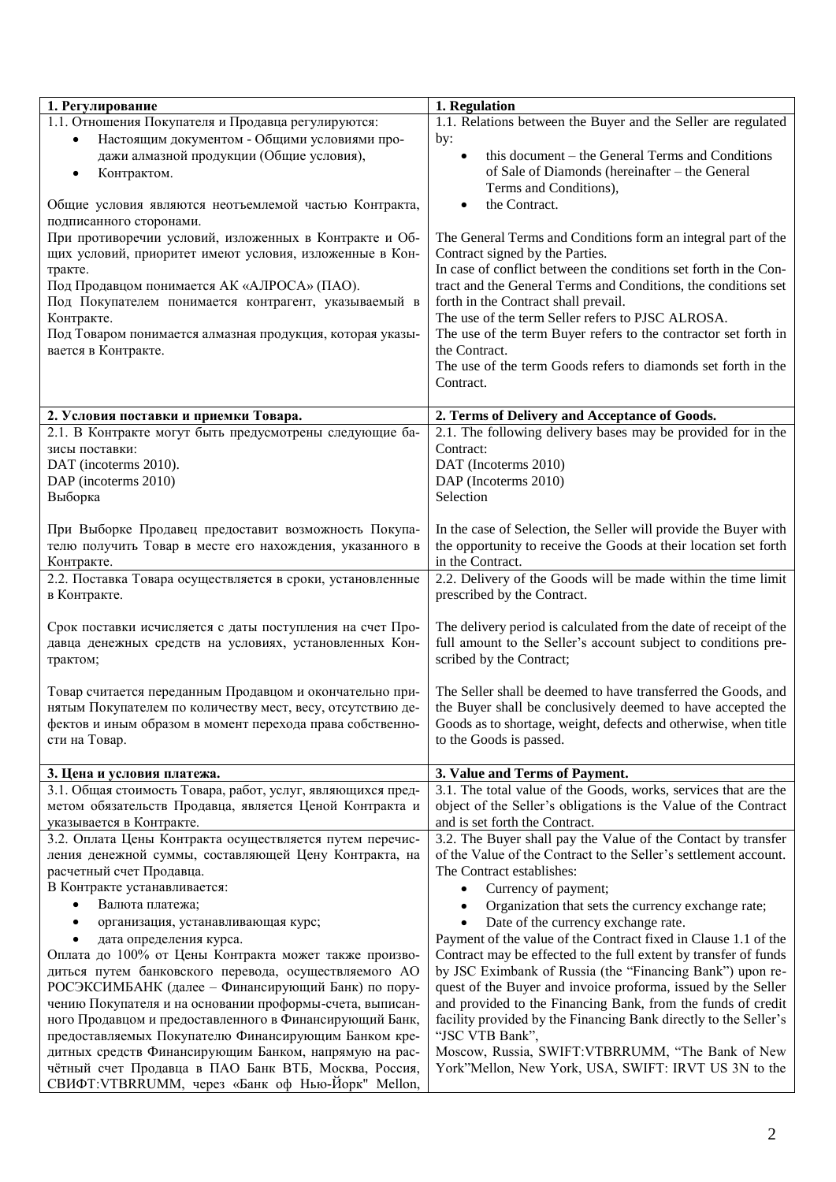| 1. Регулирование | 1. Regulation |
|---|---|
| 1.1. Отношения Покупателя и Продавца регулируются:<br>• Настоящим документом - Общими условиями продажи алмазной продукции (Общие условия),<br>• Контрактом.<br><br>Общие условия являются неотъемлемой частью Контракта, подписанного сторонами.<br>При противоречии условий, изложенных в Контракте и Общих условий, приоритет имеют условия, изложенные в Контракте.<br>Под Продавцом понимается АК «АЛРОСА» (ПАО).<br>Под Покупателем понимается контрагент, указываемый в Контракте.<br>Под Товаром понимается алмазная продукция, которая указывается в Контракте. | 1.1. Relations between the Buyer and the Seller are regulated by:<br>• this document – the General Terms and Conditions of Sale of Diamonds (hereinafter – the General Terms and Conditions),<br>• the Contract.<br><br>The General Terms and Conditions form an integral part of the Contract signed by the Parties.<br>In case of conflict between the conditions set forth in the Contract and the General Terms and Conditions, the conditions set forth in the Contract shall prevail.<br>The use of the term Seller refers to PJSC ALROSA.<br>The use of the term Buyer refers to the contractor set forth in the Contract.<br>The use of the term Goods refers to diamonds set forth in the Contract. |
| **2. Условия поставки и приемки Товара.** | **2. Terms of Delivery and Acceptance of Goods.** |
| 2.1. В Контракте могут быть предусмотрены следующие базисы поставки:<br>DAT (incoterms 2010).<br>DAP (incoterms 2010)<br>Выборка<br><br>При Выборке Продавец предоставит возможность Покупателю получить Товар в месте его нахождения, указанного в Контракте. | 2.1. The following delivery bases may be provided for in the Contract:<br>DAT (Incoterms 2010)<br>DAP (Incoterms 2010)<br>Selection<br><br>In the case of Selection, the Seller will provide the Buyer with the opportunity to receive the Goods at their location set forth in the Contract. |
| 2.2. Поставка Товара осуществляется в сроки, установленные в Контракте.<br><br>Срок поставки исчисляется с даты поступления на счет Продавца денежных средств на условиях, установленных Контрактом;<br><br>Товар считается переданным Продавцом и окончательно принятым Покупателем по количеству мест, весу, отсутствию дефектов и иным образом в момент перехода права собственности на Товар. | 2.2. Delivery of the Goods will be made within the time limit prescribed by the Contract.<br><br>The delivery period is calculated from the date of receipt of the full amount to the Seller's account subject to conditions prescribed by the Contract;<br><br>The Seller shall be deemed to have transferred the Goods, and the Buyer shall be conclusively deemed to have accepted the Goods as to shortage, weight, defects and otherwise, when title to the Goods is passed. |
| **3. Цена и условия платежа.** | **3. Value and Terms of Payment.** |
| 3.1. Общая стоимость Товара, работ, услуг, являющихся предметом обязательств Продавца, является Ценой Контракта и указывается в Контракте. | 3.1. The total value of the Goods, works, services that are the object of the Seller's obligations is the Value of the Contract and is set forth the Contract. |
| 3.2. Оплата Цены Контракта осуществляется путем перечисления денежной суммы, составляющей Цену Контракта, на расчетный счет Продавца.<br>В Контракте устанавливается:<br>• Валюта платежа;<br>• организация, устанавливающая курс;<br>• дата определения курса.<br>Оплата до 100% от Цены Контракта может также производиться путем банковского перевода, осуществляемого АО РОСЭКСИМБАНК (далее – Финансирующий Банк) по поручению Покупателя и на основании проформы-счета, выписанного Продавцом и предоставленного в Финансирующий Банк, предоставляемых Покупателю Финансирующим Банком кредитных средств Финансирующим Банком, напрямую на расчётный счет Продавца в ПАО Банк ВТБ, Москва, Россия, СВИФТ:VTBRRUMM, через «Банк оф Нью-Йорк" Mellon, | 3.2. The Buyer shall pay the Value of the Contact by transfer of the Value of the Contract to the Seller's settlement account.<br>The Contract establishes:<br>• Currency of payment;<br>• Organization that sets the currency exchange rate;<br>• Date of the currency exchange rate.<br>Payment of the value of the Contract fixed in Clause 1.1 of the Contract may be effected to the full extent by transfer of funds by JSC Eximbank of Russia (the "Financing Bank") upon request of the Buyer and invoice proforma, issued by the Seller and provided to the Financing Bank, from the funds of credit facility provided by the Financing Bank directly to the Seller's "JSC VTB Bank",<br>Moscow, Russia, SWIFT:VTBRRUMM, "The Bank of New York"Mellon, New York, USA, SWIFT: IRVT US 3N to the |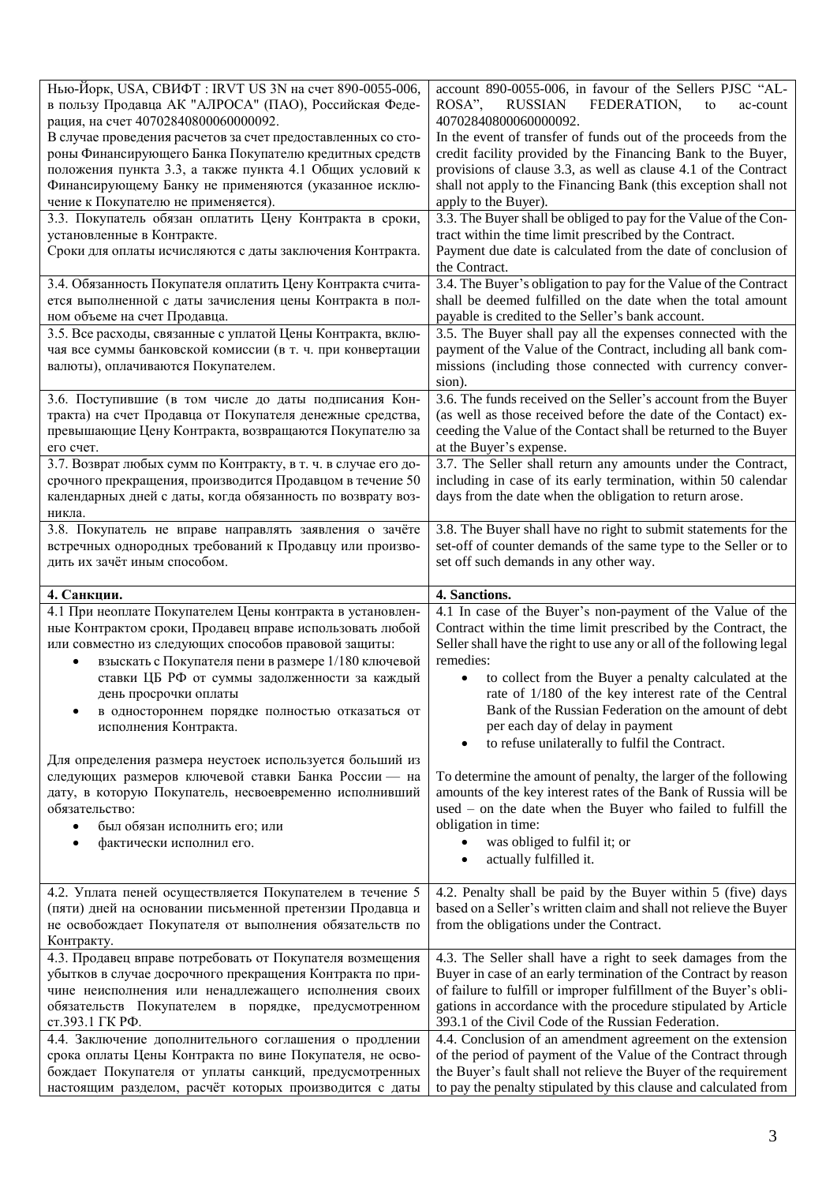| | |
|---|---|
| Нью-Йорк, USA, СВИФТ : IRVT US 3N на счет 890-0055-006, в пользу Продавца АК "АЛРОСА" (ПАО), Российская Федерация, на счет 40702840800060000092.<br>В случае проведения расчетов за счет предоставленных со стороны Финансирующего Банка Покупателю кредитных средств положения пункта 3.3, а также пункта 4.1 Общих условий к Финансирующему Банку не применяются (указанное исключение к Покупателю не применяется). | account 890-0055-006, in favour of the Sellers PJSC "ALROSA", RUSSIAN FEDERATION, to ac-count 40702840800060000092.<br>In the event of transfer of funds out of the proceeds from the credit facility provided by the Financing Bank to the Buyer, provisions of clause 3.3, as well as clause 4.1 of the Contract shall not apply to the Financing Bank (this exception shall not apply to the Buyer). |
| 3.3. Покупатель обязан оплатить Цену Контракта в сроки, установленные в Контракте.<br>Сроки для оплаты исчисляются с даты заключения Контракта. | 3.3. The Buyer shall be obliged to pay for the Value of the Contract within the time limit prescribed by the Contract.<br>Payment due date is calculated from the date of conclusion of the Contract. |
| 3.4. Обязанность Покупателя оплатить Цену Контракта считается выполненной с даты зачисления цены Контракта в полном объеме на счет Продавца. | 3.4. The Buyer's obligation to pay for the Value of the Contract shall be deemed fulfilled on the date when the total amount payable is credited to the Seller's bank account. |
| 3.5. Все расходы, связанные с уплатой Цены Контракта, включая все суммы банковской комиссии (в т. ч. при конвертации валюты), оплачиваются Покупателем. | 3.5. The Buyer shall pay all the expenses connected with the payment of the Value of the Contract, including all bank commissions (including those connected with currency conversion). |
| 3.6. Поступившие (в том числе до даты подписания Контракта) на счет Продавца от Покупателя денежные средства, превышающие Цену Контракта, возвращаются Покупателю за его счет. | 3.6. The funds received on the Seller's account from the Buyer (as well as those received before the date of the Contact) exceeding the Value of the Contact shall be returned to the Buyer at the Buyer's expense. |
| 3.7. Возврат любых сумм по Контракту, в т. ч. в случае его досрочного прекращения, производится Продавцом в течение 50 календарных дней с даты, когда обязанность по возврату возникла. | 3.7. The Seller shall return any amounts under the Contract, including in case of its early termination, within 50 calendar days from the date when the obligation to return arose. |
| 3.8. Покупатель не вправе направлять заявления о зачёте встречных однородных требований к Продавцу или производить их зачёт иным способом. | 3.8. The Buyer shall have no right to submit statements for the set-off of counter demands of the same type to the Seller or to set off such demands in any other way. |
| **4. Санкции.** | **4. Sanctions.** |
| 4.1 При неоплате Покупателем Цены контракта в установленные Контрактом сроки, Продавец вправе использовать любой или совместно из следующих способов правовой защиты:<br>• взыскать с Покупателя пени в размере 1/180 ключевой ставки ЦБ РФ от суммы задолженности за каждый день просрочки оплаты<br>• в одностороннем порядке полностью отказаться от исполнения Контракта.<br><br>Для определения размера неустоек используется больший из следующих размеров ключевой ставки Банка России — на дату, в которую Покупатель, несвоевременно исполнивший обязательство:<br>• был обязан исполнить его; или<br>• фактически исполнил его. | 4.1 In case of the Buyer's non-payment of the Value of the Contract within the time limit prescribed by the Contract, the Seller shall have the right to use any or all of the following legal remedies:<br>• to collect from the Buyer a penalty calculated at the rate of 1/180 of the key interest rate of the Central Bank of the Russian Federation on the amount of debt per each day of delay in payment<br>• to refuse unilaterally to fulfil the Contract.<br><br>To determine the amount of penalty, the larger of the following amounts of the key interest rates of the Bank of Russia will be used – on the date when the Buyer who failed to fulfill the obligation in time:<br>• was obliged to fulfil it; or<br>• actually fulfilled it. |
| 4.2. Уплата пеней осуществляется Покупателем в течение 5 (пяти) дней на основании письменной претензии Продавца и не освобождает Покупателя от выполнения обязательств по Контракту. | 4.2. Penalty shall be paid by the Buyer within 5 (five) days based on a Seller's written claim and shall not relieve the Buyer from the obligations under the Contract. |
| 4.3. Продавец вправе потребовать от Покупателя возмещения убытков в случае досрочного прекращения Контракта по причине неисполнения или ненадлежащего исполнения своих обязательств Покупателем в порядке, предусмотренном ст.393.1 ГК РФ. | 4.3. The Seller shall have a right to seek damages from the Buyer in case of an early termination of the Contract by reason of failure to fulfill or improper fulfillment of the Buyer's obligations in accordance with the procedure stipulated by Article 393.1 of the Civil Code of the Russian Federation. |
| 4.4. Заключение дополнительного соглашения о продлении срока оплаты Цены Контракта по вине Покупателя, не освобождает Покупателя от уплаты санкций, предусмотренных настоящим разделом, расчёт которых производится с даты | 4.4. Conclusion of an amendment agreement on the extension of the period of payment of the Value of the Contract through the Buyer's fault shall not relieve the Buyer of the requirement to pay the penalty stipulated by this clause and calculated from |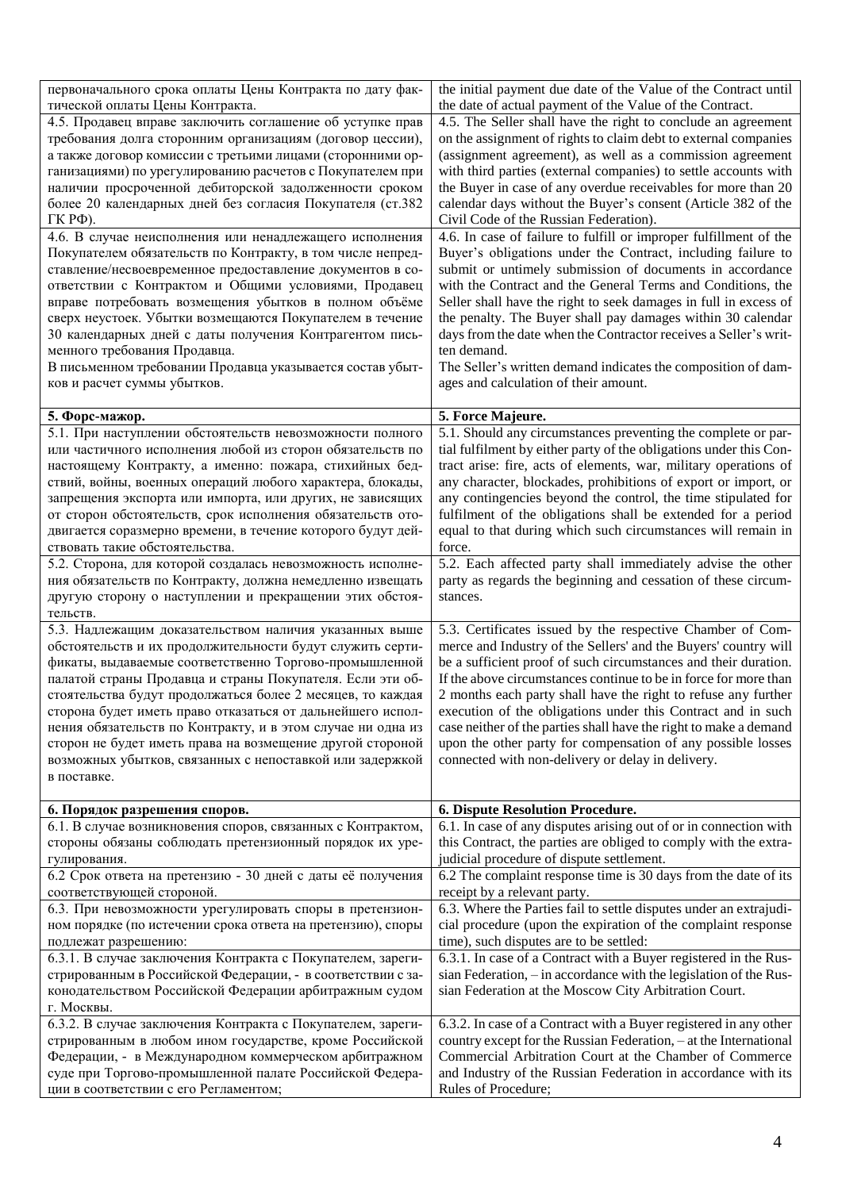| первоначального срока оплаты Цены Контракта по дату фактической оплаты Цены Контракта. | the initial payment due date of the Value of the Contract until the date of actual payment of the Value of the Contract. |
|---|---|
| 4.5. Продавец вправе заключить соглашение об уступке прав требования долга сторонним организациям (договор цессии), а также договор комиссии с третьими лицами (сторонними организациями) по урегулированию расчетов с Покупателем при наличии просроченной дебиторской задолженности сроком более 20 календарных дней без согласия Покупателя (ст.382 ГК РФ). | 4.5. The Seller shall have the right to conclude an agreement on the assignment of rights to claim debt to external companies (assignment agreement), as well as a commission agreement with third parties (external companies) to settle accounts with the Buyer in case of any overdue receivables for more than 20 calendar days without the Buyer's consent (Article 382 of the Civil Code of the Russian Federation). |
| 4.6. В случае неисполнения или ненадлежащего исполнения Покупателем обязательств по Контракту, в том числе непредставление/несвоевременное предоставление документов в соответствии с Контрактом и Общими условиями, Продавец вправе потребовать возмещения убытков в полном объёме сверх неустоек. Убытки возмещаются Покупателем в течение 30 календарных дней с даты получения Контрагентом письменного требования Продавца.<br>В письменном требовании Продавца указывается состав убытков и расчет суммы убытков. | 4.6. In case of failure to fulfill or improper fulfillment of the Buyer's obligations under the Contract, including failure to submit or untimely submission of documents in accordance with the Contract and the General Terms and Conditions, the Seller shall have the right to seek damages in full in excess of the penalty. The Buyer shall pay damages within 30 calendar days from the date when the Contractor receives a Seller's written demand.<br>The Seller's written demand indicates the composition of damages and calculation of their amount. |
| **5. Форс-мажор.** | **5. Force Majeure.** |
| 5.1. При наступлении обстоятельств невозможности полного или частичного исполнения любой из сторон обязательств по настоящему Контракту, а именно: пожара, стихийных бедствий, войны, военных операций любого характера, блокады, запрещения экспорта или импорта, или других, не зависящих от сторон обстоятельств, срок исполнения обязательств отодвигается соразмерно времени, в течение которого будут действовать такие обстоятельства. | 5.1. Should any circumstances preventing the complete or partial fulfilment by either party of the obligations under this Contract arise: fire, acts of elements, war, military operations of any character, blockades, prohibitions of export or import, or any contingencies beyond the control, the time stipulated for fulfilment of the obligations shall be extended for a period equal to that during which such circumstances will remain in force. |
| 5.2. Сторона, для которой создалась невозможность исполнения обязательств по Контракту, должна немедленно извещать другую сторону о наступлении и прекращении этих обстоятельств. | 5.2. Each affected party shall immediately advise the other party as regards the beginning and cessation of these circumstances. |
| 5.3. Надлежащим доказательством наличия указанных выше обстоятельств и их продолжительности будут служить сертификаты, выдаваемые соответственно Торгово-промышленной палатой страны Продавца и страны Покупателя. Если эти обстоятельства будут продолжаться более 2 месяцев, то каждая сторона будет иметь право отказаться от дальнейшего исполнения обязательств по Контракту, и в этом случае ни одна из сторон не будет иметь права на возмещение другой стороной возможных убытков, связанных с непоставкой или задержкой в поставке. | 5.3. Certificates issued by the respective Chamber of Commerce and Industry of the Sellers' and the Buyers' country will be a sufficient proof of such circumstances and their duration. If the above circumstances continue to be in force for more than 2 months each party shall have the right to refuse any further execution of the obligations under this Contract and in such case neither of the parties shall have the right to make a demand upon the other party for compensation of any possible losses connected with non-delivery or delay in delivery. |
| **6. Порядок разрешения споров.** | **6. Dispute Resolution Procedure.** |
| 6.1. В случае возникновения споров, связанных с Контрактом, стороны обязаны соблюдать претензионный порядок их урегулирования. | 6.1. In case of any disputes arising out of or in connection with this Contract, the parties are obliged to comply with the extra-judicial procedure of dispute settlement. |
| 6.2 Срок ответа на претензию - 30 дней с даты её получения соответствующей стороной. | 6.2 The complaint response time is 30 days from the date of its receipt by a relevant party. |
| 6.3. При невозможности урегулировать споры в претензионном порядке (по истечении срока ответа на претензию), споры подлежат разрешению: | 6.3. Where the Parties fail to settle disputes under an extrajudicial procedure (upon the expiration of the complaint response time), such disputes are to be settled: |
| 6.3.1. В случае заключения Контракта с Покупателем, зарегистрированным в Российской Федерации, - в соответствии с законодательством Российской Федерации арбитражным судом г. Москвы. | 6.3.1. In case of a Contract with a Buyer registered in the Russian Federation, – in accordance with the legislation of the Russian Federation at the Moscow City Arbitration Court. |
| 6.3.2. В случае заключения Контракта с Покупателем, зарегистрированным в любом ином государстве, кроме Российской Федерации, - в Международном коммерческом арбитражном суде при Торгово-промышленной палате Российской Федерации в соответствии с его Регламентом; | 6.3.2. In case of a Contract with a Buyer registered in any other country except for the Russian Federation, – at the International Commercial Arbitration Court at the Chamber of Commerce and Industry of the Russian Federation in accordance with its Rules of Procedure; |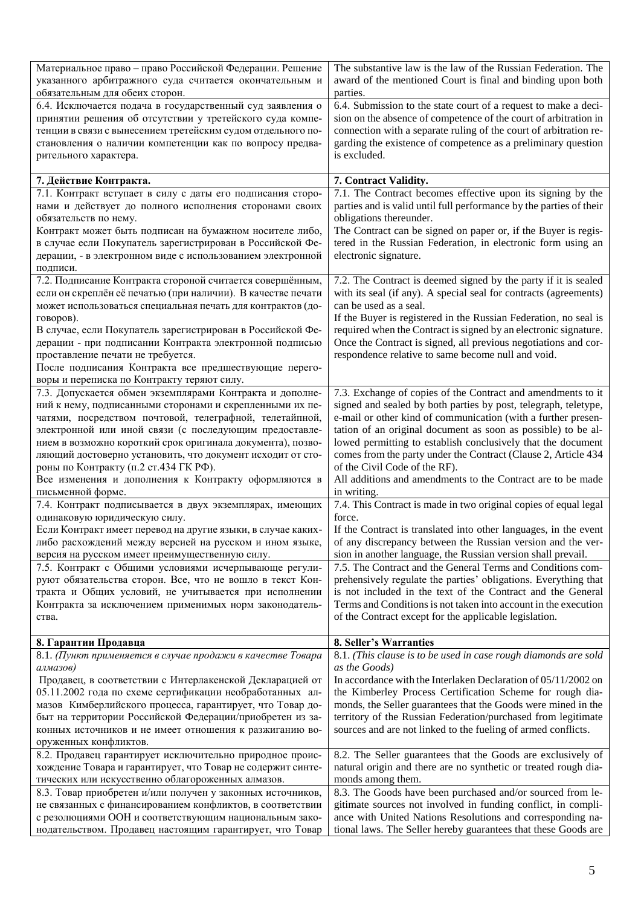| Материальное право – право Российской Федерации. Решение указанного арбитражного суда считается окончательным и обязательным для обеих сторон. | The substantive law is the law of the Russian Federation. The award of the mentioned Court is final and binding upon both parties. |
|---|---|
| 6.4. Исключается подача в государственный суд заявления о принятии решения об отсутствии у третейского суда компетенции в связи с вынесением третейским судом отдельного постановления о наличии компетенции как по вопросу предварительного характера. | 6.4. Submission to the state court of a request to make a decision on the absence of competence of the court of arbitration in connection with a separate ruling of the court of arbitration regarding the existence of competence as a preliminary question is excluded. |
| **7. Действие Контракта.** | **7. Contract Validity.** |
| 7.1. Контракт вступает в силу с даты его подписания сторонами и действует до полного исполнения сторонами своих обязательств по нему.<br>Контракт может быть подписан на бумажном носителе либо, в случае если Покупатель зарегистрирован в Российской Федерации, - в электронном виде с использованием электронной подписи. | 7.1. The Contract becomes effective upon its signing by the parties and is valid until full performance by the parties of their obligations thereunder.<br>The Contract can be signed on paper or, if the Buyer is registered in the Russian Federation, in electronic form using an electronic signature. |
| 7.2. Подписание Контракта стороной считается совершённым, если он скреплён её печатью (при наличии). В качестве печати может использоваться специальная печать для контрактов (договоров).<br>В случае, если Покупатель зарегистрирован в Российской Федерации - при подписании Контракта электронной подписью проставление печати не требуется.<br>После подписания Контракта все предшествующие переговоры и переписка по Контракту теряют силу. | 7.2. The Contract is deemed signed by the party if it is sealed with its seal (if any). A special seal for contracts (agreements) can be used as a seal.<br>If the Buyer is registered in the Russian Federation, no seal is required when the Contract is signed by an electronic signature.<br>Once the Contract is signed, all previous negotiations and correspondence relative to same become null and void. |
| 7.3. Допускается обмен экземплярами Контракта и дополнений к нему, подписанными сторонами и скрепленными их печатями, посредством почтовой, телеграфной, телетайпной, электронной или иной связи (с последующим предоставлением в возможно короткий срок оригинала документа), позволяющий достоверно установить, что документ исходит от стороны по Контракту (п.2 ст.434 ГК РФ).<br>Все изменения и дополнения к Контракту оформляются в письменной форме. | 7.3. Exchange of copies of the Contract and amendments to it signed and sealed by both parties by post, telegraph, teletype, e-mail or other kind of communication (with a further presentation of an original document as soon as possible) to be allowed permitting to establish conclusively that the document comes from the party under the Contract (Clause 2, Article 434 of the Civil Code of the RF).<br>All additions and amendments to the Contract are to be made in writing. |
| 7.4. Контракт подписывается в двух экземплярах, имеющих одинаковую юридическую силу.<br>Если Контракт имеет перевод на другие языки, в случае каких-либо расхождений между версией на русском и ином языке, версия на русском имеет преимущественную силу. | 7.4. This Contract is made in two original copies of equal legal force.<br>If the Contract is translated into other languages, in the event of any discrepancy between the Russian version and the version in another language, the Russian version shall prevail. |
| 7.5. Контракт с Общими условиями исчерпывающе регулируют обязательства сторон. Все, что не вошло в текст Контракта и Общих условий, не учитывается при исполнении Контракта за исключением применимых норм законодательства. | 7.5. The Contract and the General Terms and Conditions comprehensively regulate the parties' obligations. Everything that is not included in the text of the Contract and the General Terms and Conditions is not taken into account in the execution of the Contract except for the applicable legislation. |
| **8. Гарантии Продавца** | **8. Seller's Warranties** |
| 8.1. *(Пункт применяется в случае продажи в качестве Товара алмазов)*<br>Продавец, в соответствии с Интерлакенской Декларацией от 05.11.2002 года по схеме сертификации необработанных алмазов Кимберлийского процесса, гарантирует, что Товар добыт на территории Российской Федерации/приобретен из законных источников и не имеет отношения к разжиганию вооруженных конфликтов. | 8.1. *(This clause is to be used in case rough diamonds are sold as the Goods)*<br>In accordance with the Interlaken Declaration of 05/11/2002 on the Kimberley Process Certification Scheme for rough diamonds, the Seller guarantees that the Goods were mined in the territory of the Russian Federation/purchased from legitimate sources and are not linked to the fueling of armed conflicts. |
| 8.2. Продавец гарантирует исключительно природное происхождение Товара и гарантирует, что Товар не содержит синтетических или искусственно облагороженных алмазов. | 8.2. The Seller guarantees that the Goods are exclusively of natural origin and there are no synthetic or treated rough diamonds among them. |
| 8.3. Товар приобретен и/или получен у законных источников, не связанных с финансированием конфликтов, в соответствии с резолюциями ООН и соответствующим национальным законодательством. Продавец настоящим гарантирует, что Товар | 8.3. The Goods have been purchased and/or sourced from legitimate sources not involved in funding conflict, in compliance with United Nations Resolutions and corresponding national laws. The Seller hereby guarantees that these Goods are |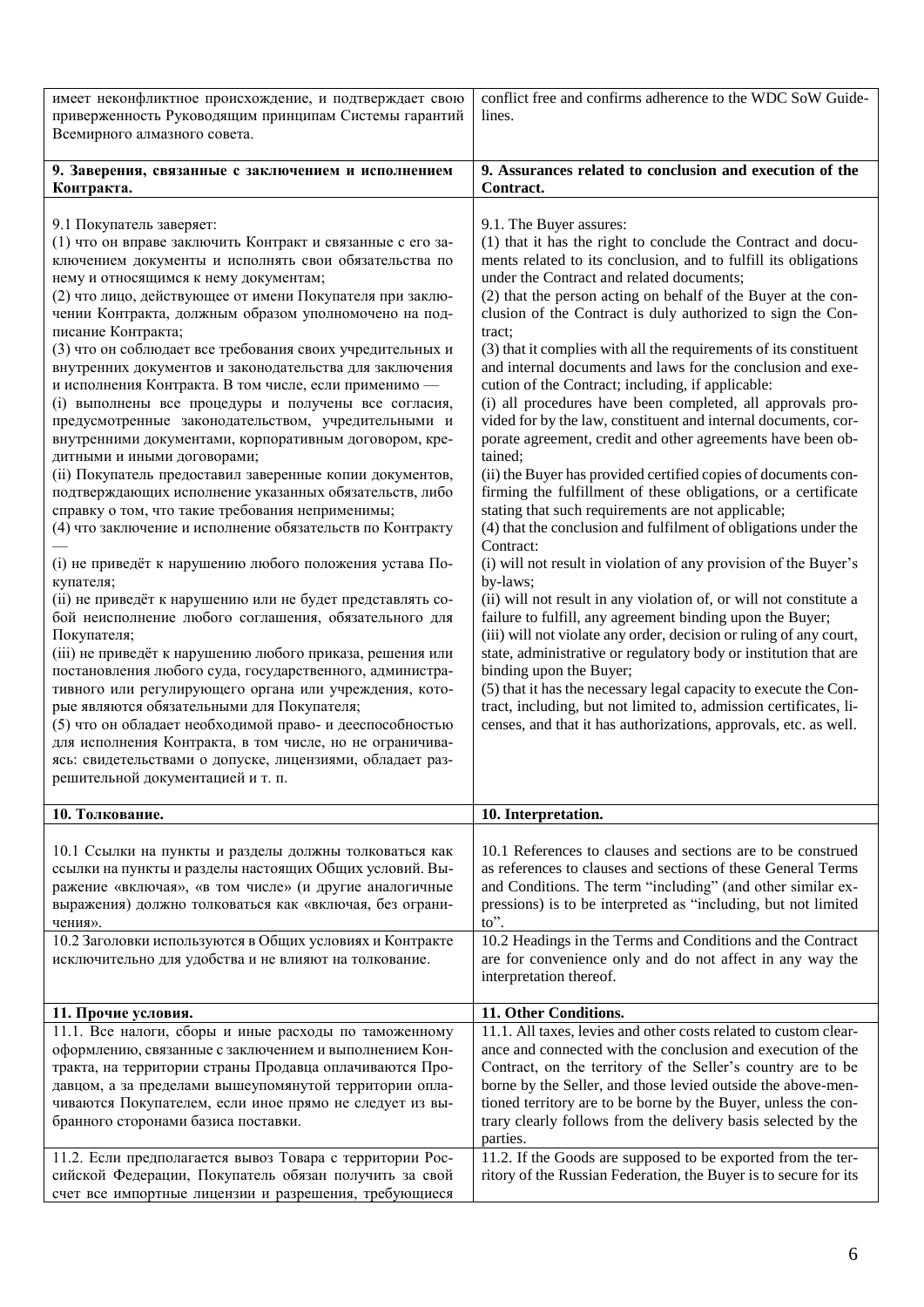| | |
|---|---|
| имеет неконфликтное происхождение, и подтверждает свою приверженность Руководящим принципам Системы гарантий Всемирного алмазного совета. | conflict free and confirms adherence to the WDC SoW Guidelines. |
| **9. Заверения, связанные с заключением и исполнением Контракта.** | **9. Assurances related to conclusion and execution of the Contract.** |
| 9.1 Покупатель заверяет:<br>(1) что он вправе заключить Контракт и связанные с его заключением документы и исполнять свои обязательства по нему и относящимся к нему документам;<br>(2) что лицо, действующее от имени Покупателя при заключении Контракта, должным образом уполномочено на подписание Контракта;<br>(3) что он соблюдает все требования своих учредительных и внутренних документов и законодательства для заключения и исполнения Контракта. В том числе, если применимо —<br>(i) выполнены все процедуры и получены все согласия, предусмотренные законодательством, учредительными и внутренними документами, корпоративным договором, кредитными и иными договорами;<br>(ii) Покупатель предоставил заверенные копии документов, подтверждающих исполнение указанных обязательств, либо справку о том, что такие требования неприменимы;<br>(4) что заключение и исполнение обязательств по Контракту —<br>(i) не приведёт к нарушению любого положения устава Покупателя;<br>(ii) не приведёт к нарушению или не будет представлять собой неисполнение любого соглашения, обязательного для Покупателя;<br>(iii) не приведёт к нарушению любого приказа, решения или постановления любого суда, государственного, административного или регулирующего органа или учреждения, которые являются обязательными для Покупателя;<br>(5) что он обладает необходимой право- и дееспособностью для исполнения Контракта, в том числе, но не ограничиваясь: свидетельствами о допуске, лицензиями, обладает разрешительной документацией и т. п. | 9.1. The Buyer assures:<br>(1) that it has the right to conclude the Contract and documents related to its conclusion, and to fulfill its obligations under the Contract and related documents;<br>(2) that the person acting on behalf of the Buyer at the conclusion of the Contract is duly authorized to sign the Contract;<br>(3) that it complies with all the requirements of its constituent and internal documents and laws for the conclusion and execution of the Contract; including, if applicable:<br>(i) all procedures have been completed, all approvals provided for by the law, constituent and internal documents, corporate agreement, credit and other agreements have been obtained;<br>(ii) the Buyer has provided certified copies of documents confirming the fulfillment of these obligations, or a certificate stating that such requirements are not applicable;<br>(4) that the conclusion and fulfilment of obligations under the Contract:<br>(i) will not result in violation of any provision of the Buyer's by-laws;<br>(ii) will not result in any violation of, or will not constitute a failure to fulfill, any agreement binding upon the Buyer;<br>(iii) will not violate any order, decision or ruling of any court, state, administrative or regulatory body or institution that are binding upon the Buyer;<br>(5) that it has the necessary legal capacity to execute the Contract, including, but not limited to, admission certificates, licenses, and that it has authorizations, approvals, etc. as well. |
| **10. Толкование.** | **10. Interpretation.** |
| 10.1 Ссылки на пункты и разделы должны толковаться как ссылки на пункты и разделы настоящих Общих условий. Выражение «включая», «в том числе» (и другие аналогичные выражения) должно толковаться как «включая, без ограничения». | 10.1 References to clauses and sections are to be construed as references to clauses and sections of these General Terms and Conditions. The term "including" (and other similar expressions) is to be interpreted as "including, but not limited to". |
| 10.2 Заголовки используются в Общих условиях и Контракте исключительно для удобства и не влияют на толкование. | 10.2 Headings in the Terms and Conditions and the Contract are for convenience only and do not affect in any way the interpretation thereof. |
| **11. Прочие условия.** | **11. Other Conditions.** |
| 11.1. Все налоги, сборы и иные расходы по таможенному оформлению, связанные с заключением и выполнением Контракта, на территории страны Продавца оплачиваются Продавцом, а за пределами вышеупомянутой территории оплачиваются Покупателем, если иное прямо не следует из выбранного сторонами базиса поставки. | 11.1. All taxes, levies and other costs related to custom clearance and connected with the conclusion and execution of the Contract, on the territory of the Seller's country are to be borne by the Seller, and those levied outside the above-mentioned territory are to be borne by the Buyer, unless the contrary clearly follows from the delivery basis selected by the parties. |
| 11.2. Если предполагается вывоз Товара с территории Российской Федерации, Покупатель обязан получить за свой счет все импортные лицензии и разрешения, требующиеся | 11.2. If the Goods are supposed to be exported from the territory of the Russian Federation, the Buyer is to secure for its |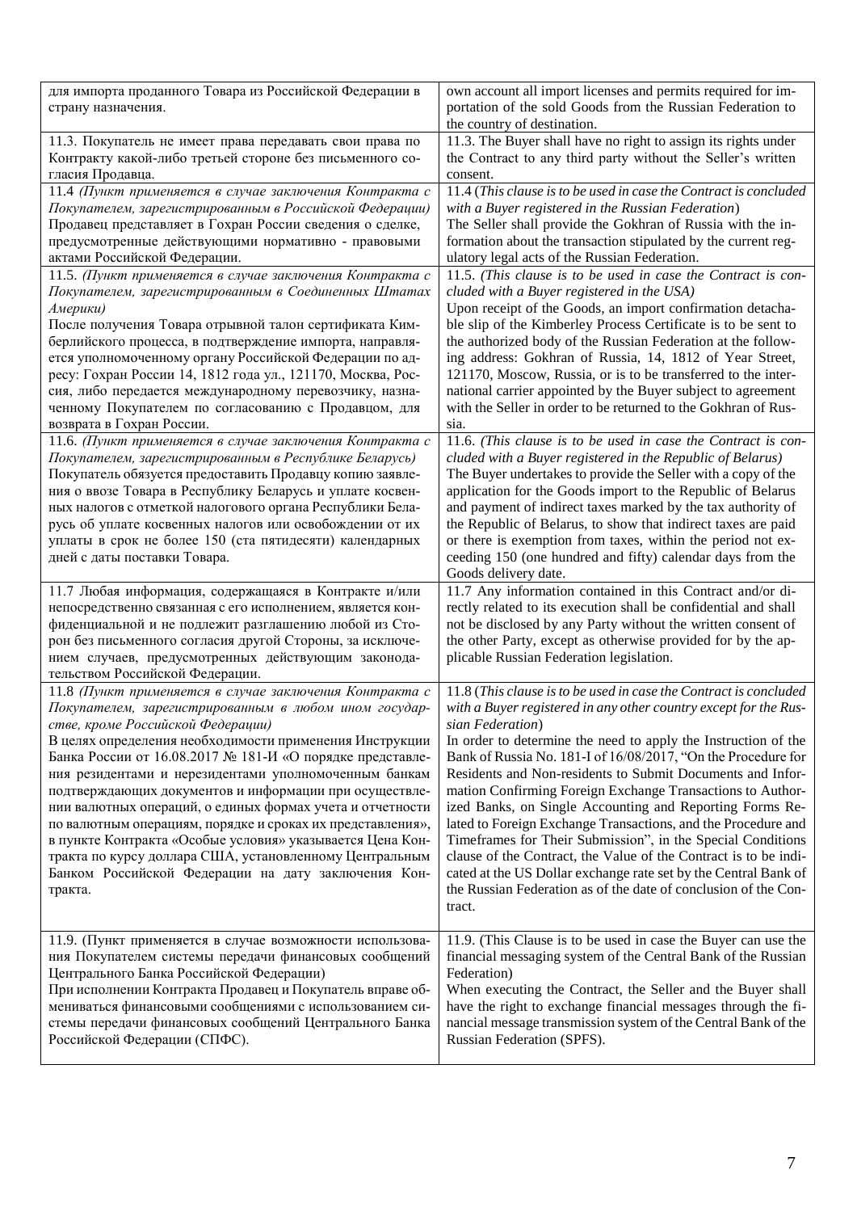| | |
|---|---|
| для импорта проданного Товара из Российской Федерации в страну назначения. | own account all import licenses and permits required for importation of the sold Goods from the Russian Federation to the country of destination. |
| 11.3. Покупатель не имеет права передавать свои права по Контракту какой-либо третьей стороне без письменного согласия Продавца. | 11.3. The Buyer shall have no right to assign its rights under the Contract to any third party without the Seller's written consent. |
| 11.4 *(Пункт применяется в случае заключения Контракта с Покупателем, зарегистрированным в Российской Федерации)* Продавец представляет в Гохран России сведения о сделке, предусмотренные действующими нормативно - правовыми актами Российской Федерации. | 11.4 (*This clause is to be used in case the Contract is concluded with a Buyer registered in the Russian Federation*) The Seller shall provide the Gokhran of Russia with the information about the transaction stipulated by the current regulatory legal acts of the Russian Federation. |
| 11.5. *(Пункт применяется в случае заключения Контракта с Покупателем, зарегистрированным в Соединенных Штатах Америки)* После получения Товара отрывной талон сертификата Кимберлийского процесса, в подтверждение импорта, направляется уполномоченному органу Российской Федерации по адресу: Гохран России 14, 1812 года ул., 121170, Москва, Россия, либо передается международному перевозчику, назначенному Покупателем по согласованию с Продавцом, для возврата в Гохран России. | 11.5. *(This clause is to be used in case the Contract is concluded with a Buyer registered in the USA)* Upon receipt of the Goods, an import confirmation detachable slip of the Kimberley Process Certificate is to be sent to the authorized body of the Russian Federation at the following address: Gokhran of Russia, 14, 1812 of Year Street, 121170, Moscow, Russia, or is to be transferred to the international carrier appointed by the Buyer subject to agreement with the Seller in order to be returned to the Gokhran of Russia. |
| 11.6. *(Пункт применяется в случае заключения Контракта с Покупателем, зарегистрированным в Республике Беларусь)* Покупатель обязуется предоставить Продавцу копию заявления о ввозе Товара в Республику Беларусь и уплате косвенных налогов с отметкой налогового органа Республики Беларусь об уплате косвенных налогов или освобождении от их уплаты в срок не более 150 (ста пятидесяти) календарных дней с даты поставки Товара. | 11.6. *(This clause is to be used in case the Contract is concluded with a Buyer registered in the Republic of Belarus)* The Buyer undertakes to provide the Seller with a copy of the application for the Goods import to the Republic of Belarus and payment of indirect taxes marked by the tax authority of the Republic of Belarus, to show that indirect taxes are paid or there is exemption from taxes, within the period not exceeding 150 (one hundred and fifty) calendar days from the Goods delivery date. |
| 11.7 Любая информация, содержащаяся в Контракте и/или непосредственно связанная с его исполнением, является конфиденциальной и не подлежит разглашению любой из Сторон без письменного согласия другой Стороны, за исключением случаев, предусмотренных действующим законодательством Российской Федерации. | 11.7 Any information contained in this Contract and/or directly related to its execution shall be confidential and shall not be disclosed by any Party without the written consent of the other Party, except as otherwise provided for by the applicable Russian Federation legislation. |
| 11.8 *(Пункт применяется в случае заключения Контракта с Покупателем, зарегистрированным в любом ином государстве, кроме Российской Федерации)* В целях определения необходимости применения Инструкции Банка России от 16.08.2017 № 181-И «О порядке представления резидентами и нерезидентами уполномоченным банкам подтверждающих документов и информации при осуществлении валютных операций, о единых формах учета и отчетности по валютным операциям, порядке и сроках их представления», в пункте Контракта «Особые условия» указывается Цена Контракта по курсу доллара США, установленному Центральным Банком Российской Федерации на дату заключения Контракта. | 11.8 (*This clause is to be used in case the Contract is concluded with a Buyer registered in any other country except for the Russian Federation*) In order to determine the need to apply the Instruction of the Bank of Russia No. 181-I of 16/08/2017, "On the Procedure for Residents and Non-residents to Submit Documents and Information Confirming Foreign Exchange Transactions to Authorized Banks, on Single Accounting and Reporting Forms Related to Foreign Exchange Transactions, and the Procedure and Timeframes for Their Submission", in the Special Conditions clause of the Contract, the Value of the Contract is to be indicated at the US Dollar exchange rate set by the Central Bank of the Russian Federation as of the date of conclusion of the Contract. |
| 11.9. (Пункт применяется в случае возможности использования Покупателем системы передачи финансовых сообщений Центрального Банка Российской Федерации) При исполнении Контракта Продавец и Покупатель вправе обмениваться финансовыми сообщениями с использованием системы передачи финансовых сообщений Центрального Банка Российской Федерации (СПФС). | 11.9. (This Clause is to be used in case the Buyer can use the financial messaging system of the Central Bank of the Russian Federation) When executing the Contract, the Seller and the Buyer shall have the right to exchange financial messages through the financial message transmission system of the Central Bank of the Russian Federation (SPFS). |